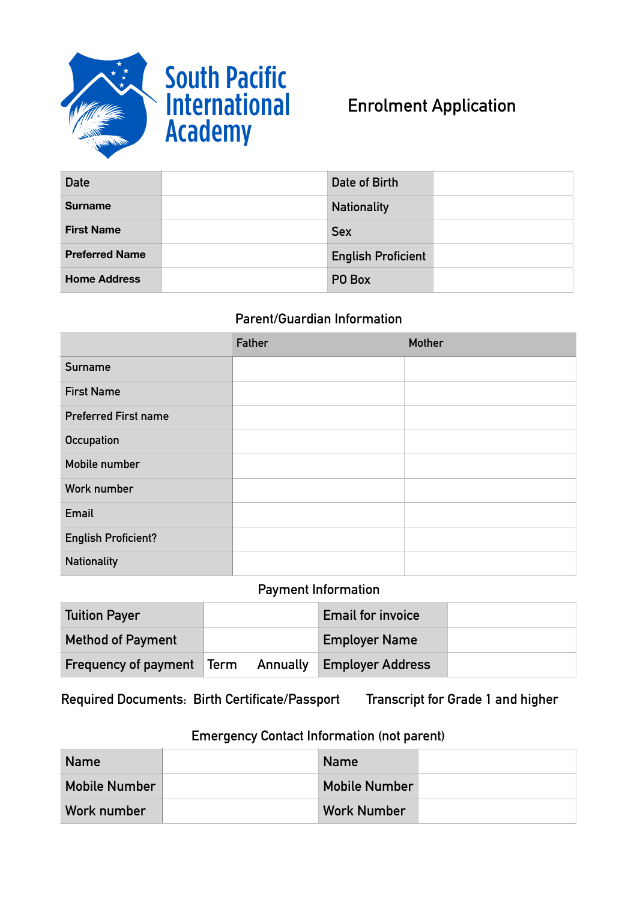# South Pacific International Academy

## Enrolment Application

| Date | | Date of Birth | |
|---|---|---|---|
| **Surname** | | Nationality | |
| **First Name** | | Sex | |
| **Preferred Name** | | English Proficient | |
| **Home Address** | | PO Box | |

### Parent/Guardian Information

| | Father | Mother |
|---|---|---|
| Surname | | |
| First Name | | |
| Preferred First name | | |
| Occupation | | |
| Mobile number | | |
| Work number | | |
| Email | | |
| English Proficient? | | |
| Nationality | | |

### Payment Information

| Tuition Payer | | | Email for invoice | |
|---|---|---|---|---|
| Method of Payment | | | Employer Name | |
| Frequency of payment | Term | Annually | Employer Address | |

Required Documents: Birth Certificate/Passport Transcript for Grade 1 and higher

### Emergency Contact Information (not parent)

| Name | | Name | |
|---|---|---|---|
| Mobile Number | | Mobile Number | |
| Work number | | Work Number | |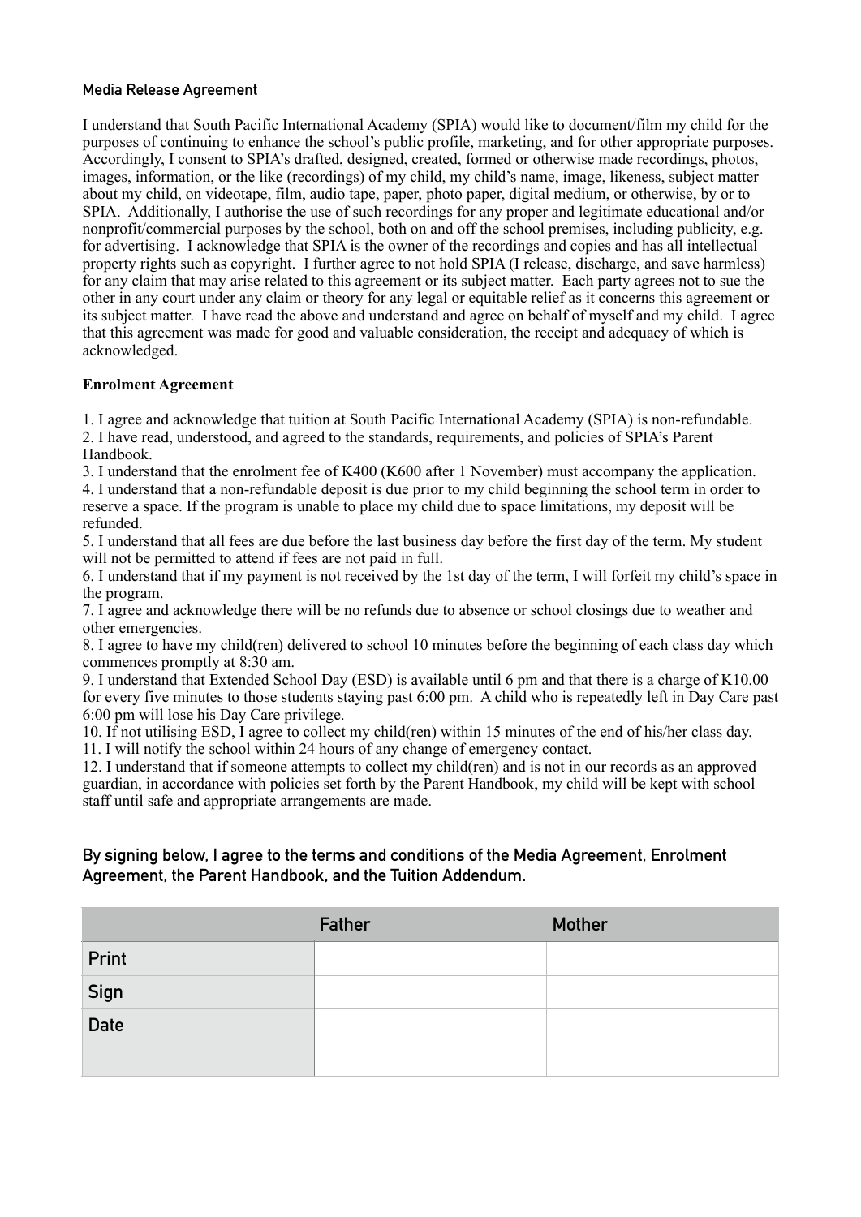## Media Release Agreement

I understand that South Pacific International Academy (SPIA) would like to document/film my child for the purposes of continuing to enhance the school's public profile, marketing, and for other appropriate purposes. Accordingly, I consent to SPIA's drafted, designed, created, formed or otherwise made recordings, photos, images, information, or the like (recordings) of my child, my child's name, image, likeness, subject matter about my child, on videotape, film, audio tape, paper, photo paper, digital medium, or otherwise, by or to SPIA. Additionally, I authorise the use of such recordings for any proper and legitimate educational and/or nonprofit/commercial purposes by the school, both on and off the school premises, including publicity, e.g. for advertising. I acknowledge that SPIA is the owner of the recordings and copies and has all intellectual property rights such as copyright. I further agree to not hold SPIA (I release, discharge, and save harmless) for any claim that may arise related to this agreement or its subject matter. Each party agrees not to sue the other in any court under any claim or theory for any legal or equitable relief as it concerns this agreement or its subject matter. I have read the above and understand and agree on behalf of myself and my child. I agree that this agreement was made for good and valuable consideration, the receipt and adequacy of which is acknowledged.

**Enrolment Agreement**

1. I agree and acknowledge that tuition at South Pacific International Academy (SPIA) is non-refundable.
2. I have read, understood, and agreed to the standards, requirements, and policies of SPIA's Parent Handbook.
3. I understand that the enrolment fee of K400 (K600 after 1 November) must accompany the application.
4. I understand that a non-refundable deposit is due prior to my child beginning the school term in order to reserve a space. If the program is unable to place my child due to space limitations, my deposit will be refunded.
5. I understand that all fees are due before the last business day before the first day of the term. My student will not be permitted to attend if fees are not paid in full.
6. I understand that if my payment is not received by the 1st day of the term, I will forfeit my child's space in the program.
7. I agree and acknowledge there will be no refunds due to absence or school closings due to weather and other emergencies.
8. I agree to have my child(ren) delivered to school 10 minutes before the beginning of each class day which commences promptly at 8:30 am.
9. I understand that Extended School Day (ESD) is available until 6 pm and that there is a charge of K10.00 for every five minutes to those students staying past 6:00 pm. A child who is repeatedly left in Day Care past 6:00 pm will lose his Day Care privilege.
10. If not utilising ESD, I agree to collect my child(ren) within 15 minutes of the end of his/her class day.
11. I will notify the school within 24 hours of any change of emergency contact.
12. I understand that if someone attempts to collect my child(ren) and is not in our records as an approved guardian, in accordance with policies set forth by the Parent Handbook, my child will be kept with school staff until safe and appropriate arrangements are made.

### By signing below, I agree to the terms and conditions of the Media Agreement, Enrolment Agreement, the Parent Handbook, and the Tuition Addendum.

| | Father | Mother |
|---|---|---|
| Print | | |
| Sign | | |
| Date | | |
| | | |